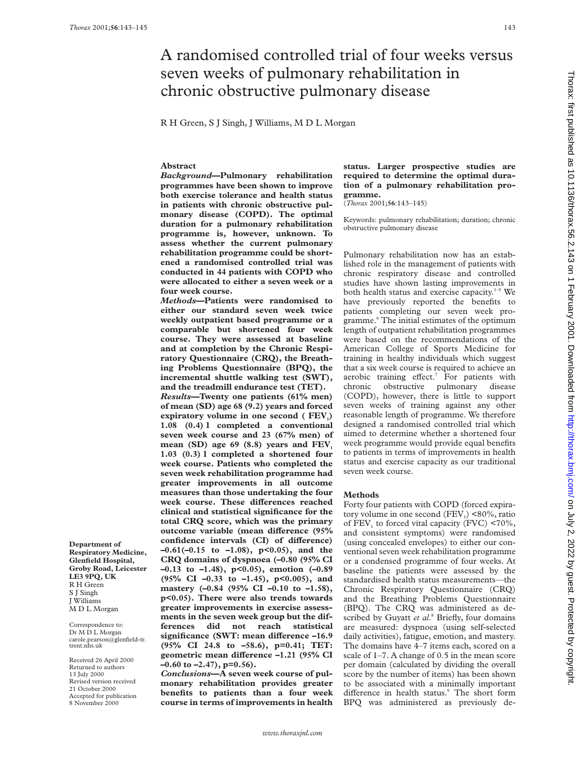# A randomised controlled trial of four weeks versus seven weeks of pulmonary rehabilitation in chronic obstructive pulmonary disease

R H Green, S J Singh, J Williams, M D L Morgan

## Abstract

***Background*—Pulmonary rehabilitation programmes have been shown to improve both exercise tolerance and health status in patients with chronic obstructive pulmonary disease (COPD). The optimal duration for a pulmonary rehabilitation programme is, however, unknown. To assess whether the current pulmonary rehabilitation programme could be shortened a randomised controlled trial was conducted in 44 patients with COPD who were allocated to either a seven week or a four week course.**

***Methods*—Patients were randomised to either our standard seven week twice weekly outpatient based programme or a comparable but shortened four week course. They were assessed at baseline and at completion by the Chronic Respiratory Questionnaire (CRQ), the Breathing Problems Questionnaire (BPQ), the incremental shuttle walking test (SWT), and the treadmill endurance test (TET).**

***Results*—Twenty one patients (61% men) of mean (SD) age 68 (9.2) years and forced expiratory volume in one second ( $FEV_1$) 1.08 (0.4) l completed a conventional seven week course and 23 (67% men) of mean (SD) age 69 (8.8) years and $FEV_1$ 1.03 (0.3) l completed a shortened four week course. Patients who completed the seven week rehabilitation programme had greater improvements in all outcome measures than those undertaking the four week course. These differences reached clinical and statistical significance for the total CRQ score, which was the primary outcome variable (mean difference (95% confidence intervals (CI) of difference) –0.61(–0.15 to –1.08), $p<0.05$), and the CRQ domains of dyspnoea (–0.80 (95% CI –0.13 to –1.48), $p<0.05$), emotion (–0.89 (95% CI –0.33 to –1.45), $p<0.005$), and mastery (–0.84 (95% CI –0.10 to –1.58), $p<0.05$). There were also trends towards greater improvements in exercise assessments in the seven week group but the differences did not reach statistical significance (SWT: mean difference –16.9 (95% CI 24.8 to –58.6), $p=0.41$; TET: geometric mean difference –1.21 (95% CI –0.60 to –2.47), $p=0.56$).**

***Conclusions*—A seven week course of pulmonary rehabilitation provides greater benefits to patients than a four week course in terms of improvements in health status. Larger prospective studies are required to determine the optimal duration of a pulmonary rehabilitation programme.**

(*Thorax* 2001;**56**:143–145)

Keywords: pulmonary rehabilitation; duration; chronic obstructive pulmonary disease

**Department of Respiratory Medicine, Glenfield Hospital, Groby Road, Leicester LE3 9PQ, UK**
R H Green
S J Singh
J Williams
M D L Morgan

Correspondence to: Dr M D L Morgan carole.pearson@glenfield-tr.trent.nhs.uk

Received 26 April 2000
Returned to authors 13 July 2000
Revised version received 21 October 2000
Accepted for publication 8 November 2000

Pulmonary rehabilitation now has an established role in the management of patients with chronic respiratory disease and controlled studies have shown lasting improvements in both health status and exercise capacity.[1–5] We have previously reported the benefits to patients completing our seven week programme.[6] The initial estimates of the optimum length of outpatient rehabilitation programmes were based on the recommendations of the American College of Sports Medicine for training in healthy individuals which suggest that a six week course is required to achieve an aerobic training effect.[7] For patients with chronic obstructive pulmonary disease (COPD), however, there is little to support seven weeks of training against any other reasonable length of programme. We therefore designed a randomised controlled trial which aimed to determine whether a shortened four week programme would provide equal benefits to patients in terms of improvements in health status and exercise capacity as our traditional seven week course.

## Methods

Forty four patients with COPD (forced expiratory volume in one second ($FEV_1$) <80%, ratio of $FEV_1$ to forced vital capacity (FVC) <70%, and consistent symptoms) were randomised (using concealed envelopes) to either our conventional seven week rehabilitation programme or a condensed programme of four weeks. At baseline the patients were assessed by the standardised health status measurements—the Chronic Respiratory Questionnaire (CRQ) and the Breathing Problems Questionnaire (BPQ). The CRQ was administered as described by Guyatt *et al*.[8] Briefly, four domains are measured: dyspnoea (using self-selected daily activities), fatigue, emotion, and mastery. The domains have 4–7 items each, scored on a scale of 1–7. A change of 0.5 in the mean score per domain (calculated by dividing the overall score by the number of items) has been shown to be associated with a minimally important difference in health status.[9] The short form BPQ was administered as previously de-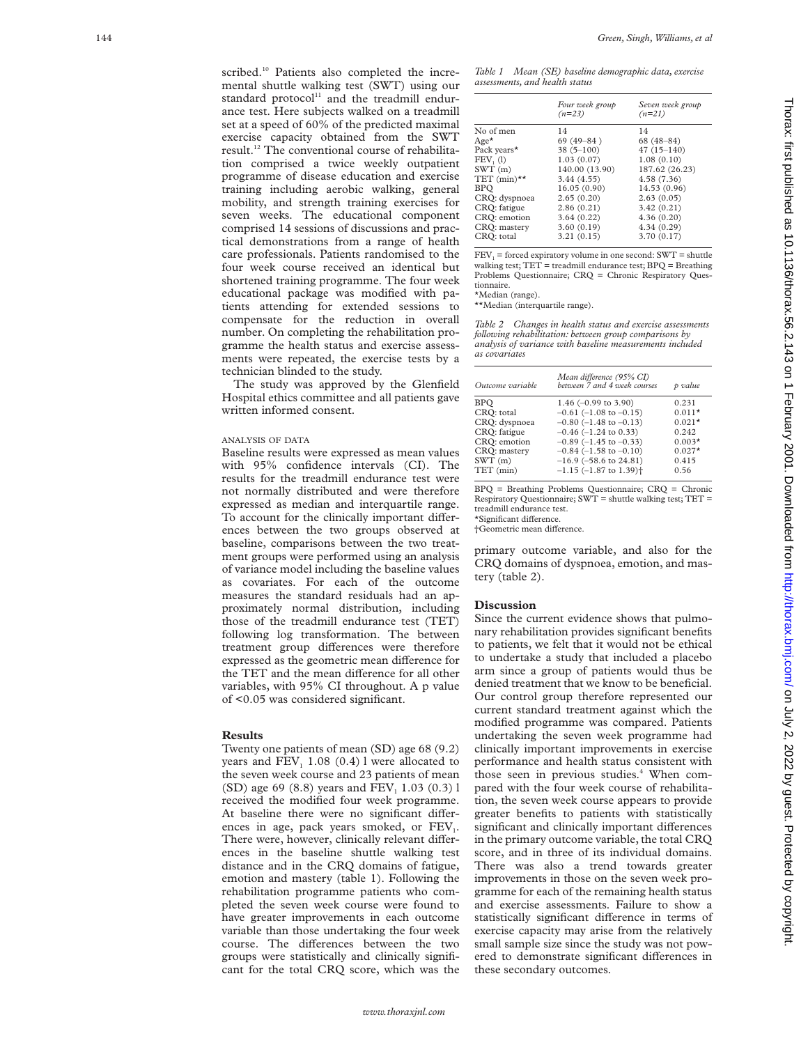scribed.[10] Patients also completed the incremental shuttle walking test (SWT) using our standard protocol[11] and the treadmill endurance test. Here subjects walked on a treadmill set at a speed of 60% of the predicted maximal exercise capacity obtained from the SWT result.[12] The conventional course of rehabilitation comprised a twice weekly outpatient programme of disease education and exercise training including aerobic walking, general mobility, and strength training exercises for seven weeks. The educational component comprised 14 sessions of discussions and practical demonstrations from a range of health care professionals. Patients randomised to the four week course received an identical but shortened training programme. The four week educational package was modified with patients attending for extended sessions to compensate for the reduction in overall number. On completing the rehabilitation programme the health status and exercise assessments were repeated, the exercise tests by a technician blinded to the study.

The study was approved by the Glenfield Hospital ethics committee and all patients gave written informed consent.

### ANALYSIS OF DATA

Baseline results were expressed as mean values with 95% confidence intervals (CI). The results for the treadmill endurance test were not normally distributed and were therefore expressed as median and interquartile range. To account for the clinically important differences between the two groups observed at baseline, comparisons between the two treatment groups were performed using an analysis of variance model including the baseline values as covariates. For each of the outcome measures the standard residuals had an approximately normal distribution, including those of the treadmill endurance test (TET) following log transformation. The between treatment group differences were therefore expressed as the geometric mean difference for the TET and the mean difference for all other variables, with 95% CI throughout. A p value of <0.05 was considered significant.

## Results

Twenty one patients of mean (SD) age 68 (9.2) years and $FEV_1$ 1.08 (0.4) l were allocated to the seven week course and 23 patients of mean (SD) age 69 (8.8) years and $FEV_1$ 1.03 (0.3) l received the modified four week programme. At baseline there were no significant differences in age, pack years smoked, or $FEV_1$. There were, however, clinically relevant differences in the baseline shuttle walking test distance and in the CRQ domains of fatigue, emotion and mastery (table 1). Following the rehabilitation programme patients who completed the seven week course were found to have greater improvements in each outcome variable than those undertaking the four week course. The differences between the two groups were statistically and clinically significant for the total CRQ score, which was the primary outcome variable, and also for the CRQ domains of dyspnoea, emotion, and mastery (table 2).

*Table 1 Mean (SE) baseline demographic data, exercise assessments, and health status*

| | *Four week group (n=23)* | *Seven week group (n=21)* |
|---|---|---|
| No of men | 14 | 14 |
| Age* | 69 (49–84 ) | 68 (48–84) |
| Pack years* | 38 (5–100) | 47 (15–140) |
| $FEV_1$ (l) | 1.03 (0.07) | 1.08 (0.10) |
| SWT (m) | 140.00 (13.90) | 187.62 (26.23) |
| TET (min)** | 3.44 (4.55) | 4.58 (7.36) |
| BPQ | 16.05 (0.90) | 14.53 (0.96) |
| CRQ: dyspnoea | 2.65 (0.20) | 2.63 (0.05) |
| CRQ: fatigue | 2.86 (0.21) | 3.42 (0.21) |
| CRQ: emotion | 3.64 (0.22) | 4.36 (0.20) |
| CRQ: mastery | 3.60 (0.19) | 4.34 (0.29) |
| CRQ: total | 3.21 (0.15) | 3.70 (0.17) |

$FEV_1$ = forced expiratory volume in one second: SWT = shuttle walking test; TET = treadmill endurance test; BPQ = Breathing Problems Questionnaire; CRQ = Chronic Respiratory Questionnaire.
*Median (range).
**Median (interquartile range).

*Table 2 Changes in health status and exercise assessments following rehabilitation: between group comparisons by analysis of variance with baseline measurements included as covariates*

| *Outcome variable* | *Mean difference (95% CI) between 7 and 4 week courses* | *p value* |
|---|---|---|
| BPQ | 1.46 (–0.99 to 3.90) | 0.231 |
| CRQ: total | –0.61 (–1.08 to –0.15) | 0.011* |
| CRQ: dyspnoea | –0.80 (–1.48 to –0.13) | 0.021* |
| CRQ: fatigue | –0.46 (–1.24 to 0.33) | 0.242 |
| CRQ: emotion | –0.89 (–1.45 to –0.33) | 0.003* |
| CRQ: mastery | –0.84 (–1.58 to –0.10) | 0.027* |
| SWT (m) | –16.9 (–58.6 to 24.81) | 0.415 |
| TET (min) | –1.15 (–1.87 to 1.39)† | 0.56 |

BPQ = Breathing Problems Questionnaire; CRQ = Chronic Respiratory Questionnaire; SWT = shuttle walking test; TET = treadmill endurance test.
*Significant difference.
†Geometric mean difference.

## Discussion

Since the current evidence shows that pulmonary rehabilitation provides significant benefits to patients, we felt that it would not be ethical to undertake a study that included a placebo arm since a group of patients would thus be denied treatment that we know to be beneficial. Our control group therefore represented our current standard treatment against which the modified programme was compared. Patients undertaking the seven week programme had clinically important improvements in exercise performance and health status consistent with those seen in previous studies.[4] When compared with the four week course of rehabilitation, the seven week course appears to provide greater benefits to patients with statistically significant and clinically important differences in the primary outcome variable, the total CRQ score, and in three of its individual domains. There was also a trend towards greater improvements in those on the seven week programme for each of the remaining health status and exercise assessments. Failure to show a statistically significant difference in terms of exercise capacity may arise from the relatively small sample size since the study was not powered to demonstrate significant differences in these secondary outcomes.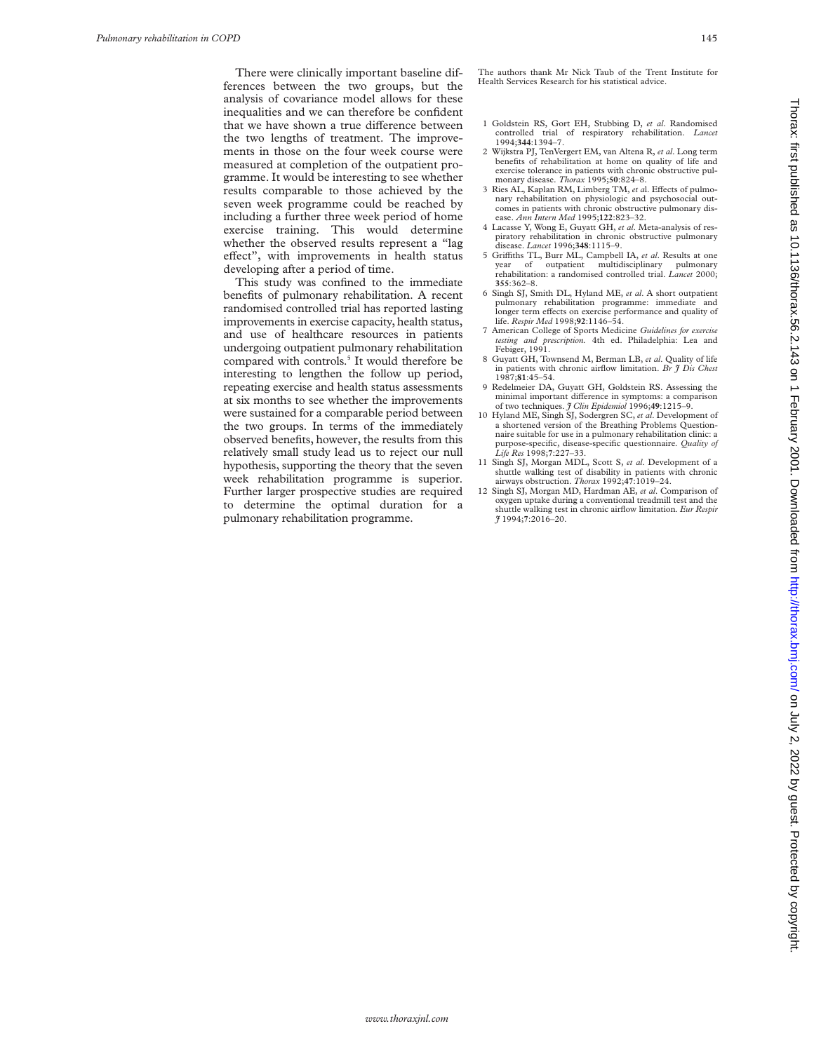There were clinically important baseline differences between the two groups, but the analysis of covariance model allows for these inequalities and we can therefore be confident that we have shown a true difference between the two lengths of treatment. The improvements in those on the four week course were measured at completion of the outpatient programme. It would be interesting to see whether results comparable to those achieved by the seven week programme could be reached by including a further three week period of home exercise training. This would determine whether the observed results represent a "lag effect", with improvements in health status developing after a period of time.

This study was confined to the immediate benefits of pulmonary rehabilitation. A recent randomised controlled trial has reported lasting improvements in exercise capacity, health status, and use of healthcare resources in patients undergoing outpatient pulmonary rehabilitation compared with controls.[5] It would therefore be interesting to lengthen the follow up period, repeating exercise and health status assessments at six months to see whether the improvements were sustained for a comparable period between the two groups. In terms of the immediately observed benefits, however, the results from this relatively small study lead us to reject our null hypothesis, supporting the theory that the seven week rehabilitation programme is superior. Further larger prospective studies are required to determine the optimal duration for a pulmonary rehabilitation programme.

The authors thank Mr Nick Taub of the Trent Institute for Health Services Research for his statistical advice.

1. Goldstein RS, Gort EH, Stubbing D, *et al*. Randomised controlled trial of respiratory rehabilitation. *Lancet* 1994;**344**:1394–7.
2. Wijkstra PJ, TenVergert EM, van Altena R, *et al*. Long term benefits of rehabilitation at home on quality of life and exercise tolerance in patients with chronic obstructive pulmonary disease. *Thorax* 1995;**50**:824–8.
3. Ries AL, Kaplan RM, Limberg TM, *et a*l. Effects of pulmonary rehabilitation on physiologic and psychosocial outcomes in patients with chronic obstructive pulmonary disease. *Ann Intern Med* 1995;**122**:823–32.
4. Lacasse Y, Wong E, Guyatt GH, *et al*. Meta-analysis of respiratory rehabilitation in chronic obstructive pulmonary disease. *Lancet* 1996;**348**:1115–9.
5. Griffiths TL, Burr ML, Campbell IA, *et al*. Results at one year of outpatient multidisciplinary pulmonary rehabilitation: a randomised controlled trial. *Lancet* 2000; **355**:362–8.
6. Singh SJ, Smith DL, Hyland ME, *et al*. A short outpatient pulmonary rehabilitation programme: immediate and longer term effects on exercise performance and quality of life. *Respir Med* 1998;**92**:1146–54.
7. American College of Sports Medicine *Guidelines for exercise testing and prescription.* 4th ed. Philadelphia: Lea and Febiger, 1991.
8. Guyatt GH, Townsend M, Berman LB, *et al*. Quality of life in patients with chronic airflow limitation. *Br J Dis Chest* 1987;**81**:45–54.
9. Redelmeier DA, Guyatt GH, Goldstein RS. Assessing the minimal important difference in symptoms: a comparison of two techniques. *J Clin Epidemiol* 1996;**49**:1215–9.
10. Hyland ME, Singh SJ, Sodergren SC, *et al*. Development of a shortened version of the Breathing Problems Questionnaire suitable for use in a pulmonary rehabilitation clinic: a purpose-specific, disease-specific questionnaire. *Quality of Life Res* 1998;**7**:227–33.
11. Singh SJ, Morgan MDL, Scott S, *et al*. Development of a shuttle walking test of disability in patients with chronic airways obstruction. *Thorax* 1992;**47**:1019–24.
12. Singh SJ, Morgan MD, Hardman AE, *et al*. Comparison of oxygen uptake during a conventional treadmill test and the shuttle walking test in chronic airflow limitation. *Eur Respir J* 1994;7:2016–20.